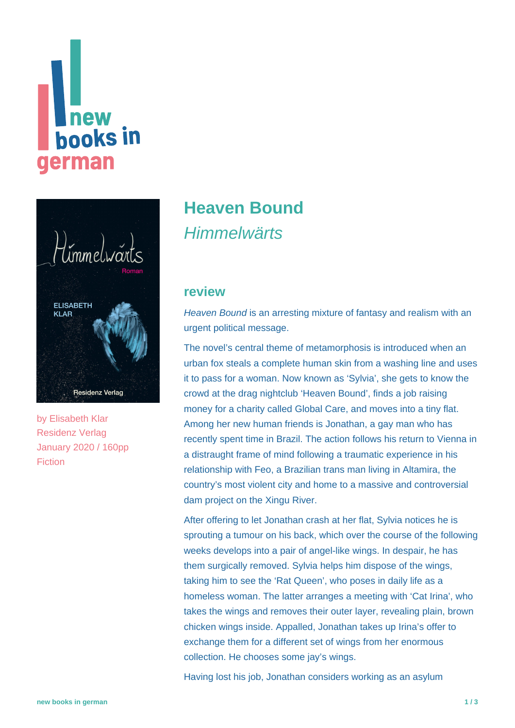# Heaven Bound

*Himmelwärts*

by Elisabeth Klar
Residenz Verlag
January 2020 / 160pp
Fiction

## review

*Heaven Bound* is an arresting mixture of fantasy and realism with an urgent political message.

The novel's central theme of metamorphosis is introduced when an urban fox steals a complete human skin from a washing line and uses it to pass for a woman. Now known as 'Sylvia', she gets to know the crowd at the drag nightclub 'Heaven Bound', finds a job raising money for a charity called Global Care, and moves into a tiny flat. Among her new human friends is Jonathan, a gay man who has recently spent time in Brazil. The action follows his return to Vienna in a distraught frame of mind following a traumatic experience in his relationship with Feo, a Brazilian trans man living in Altamira, the country's most violent city and home to a massive and controversial dam project on the Xingu River.

After offering to let Jonathan crash at her flat, Sylvia notices he is sprouting a tumour on his back, which over the course of the following weeks develops into a pair of angel-like wings. In despair, he has them surgically removed. Sylvia helps him dispose of the wings, taking him to see the 'Rat Queen', who poses in daily life as a homeless woman. The latter arranges a meeting with 'Cat Irina', who takes the wings and removes their outer layer, revealing plain, brown chicken wings inside. Appalled, Jonathan takes up Irina's offer to exchange them for a different set of wings from her enormous collection. He chooses some jay's wings.

Having lost his job, Jonathan considers working as an asylum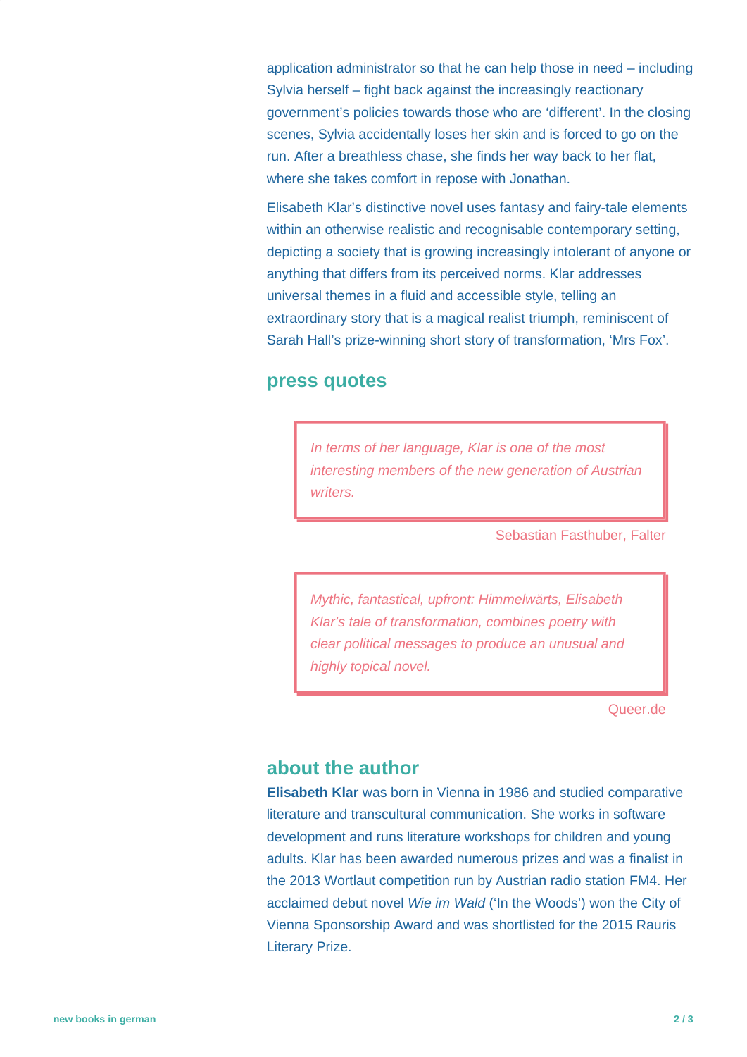application administrator so that he can help those in need – including Sylvia herself – fight back against the increasingly reactionary government's policies towards those who are 'different'. In the closing scenes, Sylvia accidentally loses her skin and is forced to go on the run. After a breathless chase, she finds her way back to her flat, where she takes comfort in repose with Jonathan.

Elisabeth Klar's distinctive novel uses fantasy and fairy-tale elements within an otherwise realistic and recognisable contemporary setting, depicting a society that is growing increasingly intolerant of anyone or anything that differs from its perceived norms. Klar addresses universal themes in a fluid and accessible style, telling an extraordinary story that is a magical realist triumph, reminiscent of Sarah Hall's prize-winning short story of transformation, 'Mrs Fox'.

## press quotes

> *In terms of her language, Klar is one of the most interesting members of the new generation of Austrian writers.*

Sebastian Fasthuber, Falter

> *Mythic, fantastical, upfront: Himmelwärts, Elisabeth Klar's tale of transformation, combines poetry with clear political messages to produce an unusual and highly topical novel.*

Queer.de

## about the author

**Elisabeth Klar** was born in Vienna in 1986 and studied comparative literature and transcultural communication. She works in software development and runs literature workshops for children and young adults. Klar has been awarded numerous prizes and was a finalist in the 2013 Wortlaut competition run by Austrian radio station FM4. Her acclaimed debut novel *Wie im Wald* ('In the Woods') won the City of Vienna Sponsorship Award and was shortlisted for the 2015 Rauris Literary Prize.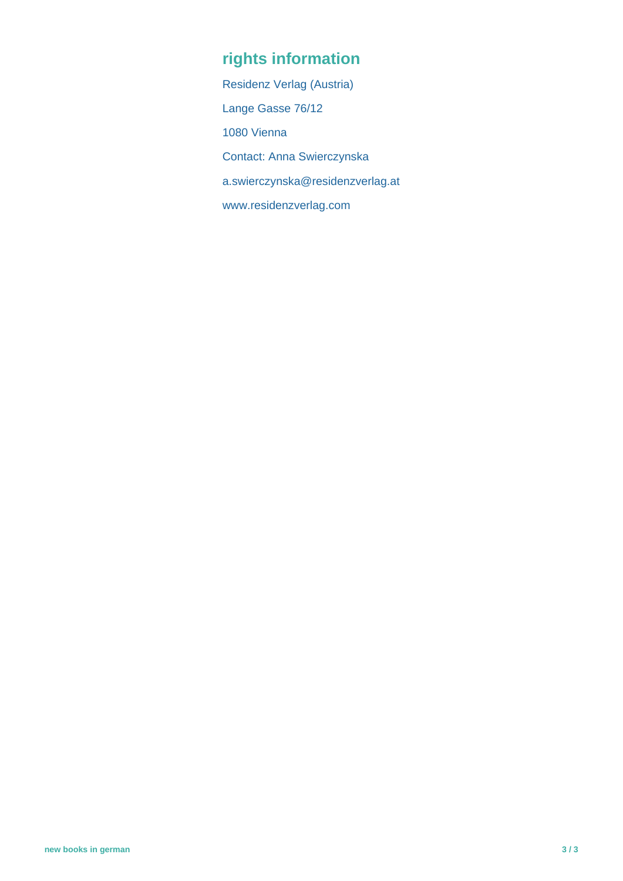## rights information

Residenz Verlag (Austria)

Lange Gasse 76/12

1080 Vienna

Contact: Anna Swierczynska

a.swierczynska@residenzverlag.at

www.residenzverlag.com